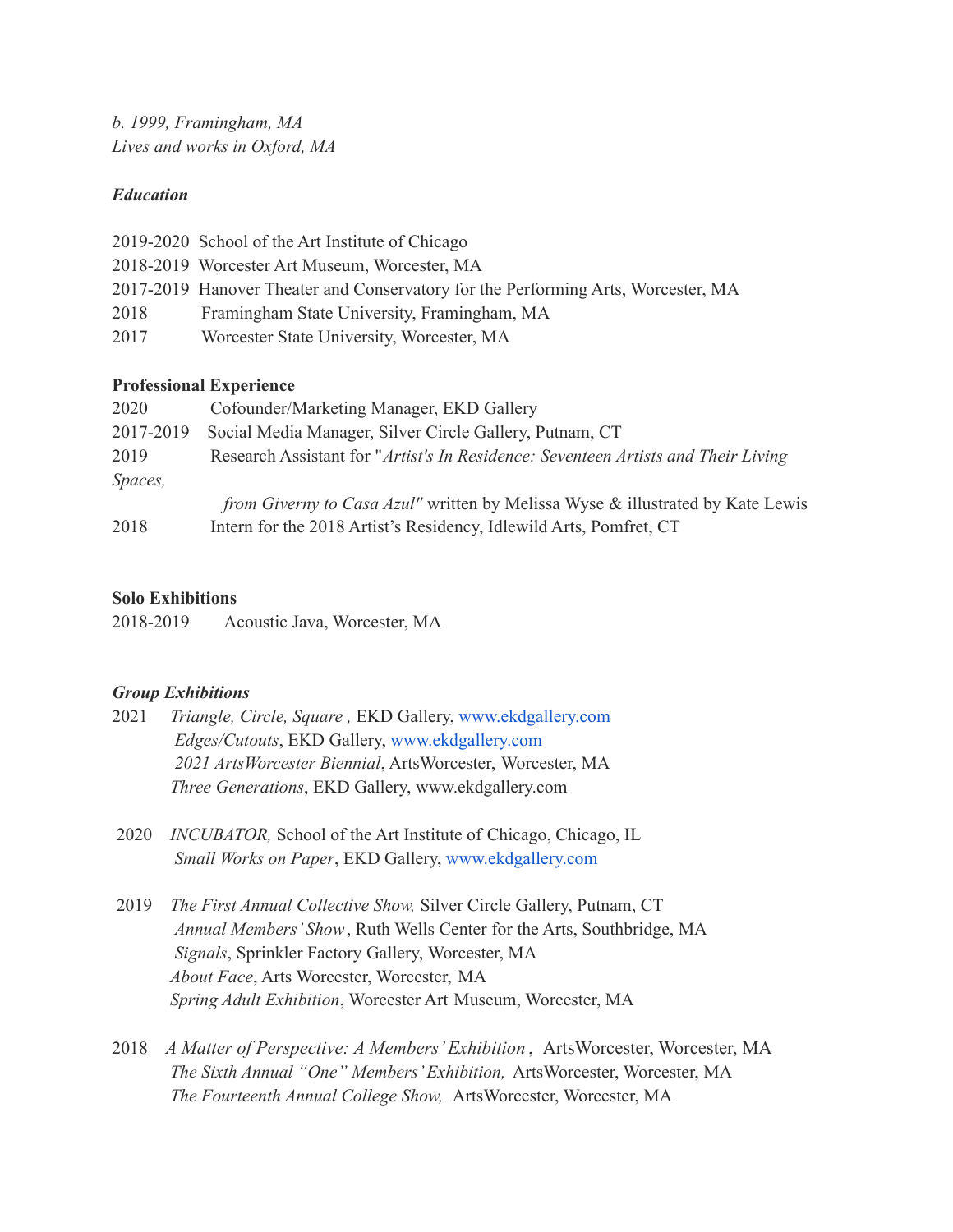*b. 1999, Framingham, MA*
*Lives and works in Oxford, MA*

### ***Education***

2019-2020 School of the Art Institute of Chicago
2018-2019 Worcester Art Museum, Worcester, MA
2017-2019 Hanover Theater and Conservatory for the Performing Arts, Worcester, MA
2018 Framingham State University, Framingham, MA
2017 Worcester State University, Worcester, MA

### **Professional Experience**

2020 Cofounder/Marketing Manager, EKD Gallery
2017-2019 Social Media Manager, Silver Circle Gallery, Putnam, CT
2019 Research Assistant for "*Artist's In Residence: Seventeen Artists and Their Living Spaces, from Giverny to Casa Azul"* written by Melissa Wyse & illustrated by Kate Lewis
2018 Intern for the 2018 Artist's Residency, Idlewild Arts, Pomfret, CT

### **Solo Exhibitions**

2018-2019 Acoustic Java, Worcester, MA

### ***Group Exhibitions***

2021 *Triangle, Circle, Square ,* EKD Gallery, www.ekdgallery.com
*Edges/Cutouts*, EKD Gallery, www.ekdgallery.com
*2021 ArtsWorcester Biennial*, ArtsWorcester, Worcester, MA
*Three Generations*, EKD Gallery, www.ekdgallery.com

2020 *INCUBATOR,* School of the Art Institute of Chicago, Chicago, IL
*Small Works on Paper*, EKD Gallery, www.ekdgallery.com

2019 *The First Annual Collective Show,* Silver Circle Gallery, Putnam, CT
*Annual Members' Show*, Ruth Wells Center for the Arts, Southbridge, MA
*Signals*, Sprinkler Factory Gallery, Worcester, MA
*About Face*, Arts Worcester, Worcester, MA
*Spring Adult Exhibition*, Worcester Art Museum, Worcester, MA

2018 *A Matter of Perspective: A Members' Exhibition* , ArtsWorcester, Worcester, MA
*The Sixth Annual "One" Members' Exhibition,* ArtsWorcester, Worcester, MA
*The Fourteenth Annual College Show,* ArtsWorcester, Worcester, MA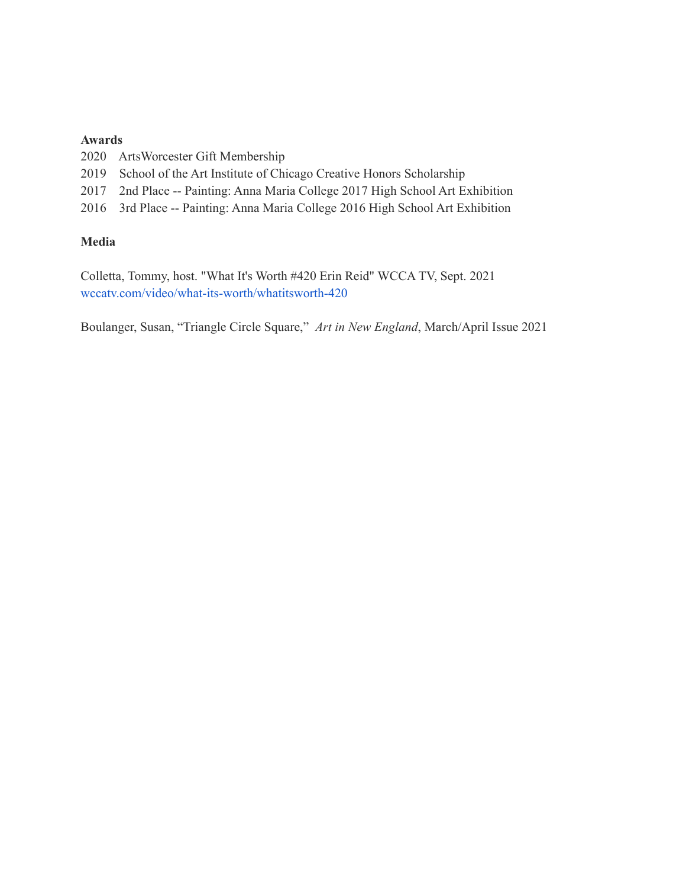**Awards**

2020 ArtsWorcester Gift Membership
2019 School of the Art Institute of Chicago Creative Honors Scholarship
2017 2nd Place -- Painting: Anna Maria College 2017 High School Art Exhibition
2016 3rd Place -- Painting: Anna Maria College 2016 High School Art Exhibition

**Media**

Colletta, Tommy, host. "What It's Worth #420 Erin Reid" WCCA TV, Sept. 2021
wccatv.com/video/what-its-worth/whatitsworth-420

Boulanger, Susan, “Triangle Circle Square,” *Art in New England*, March/April Issue 2021